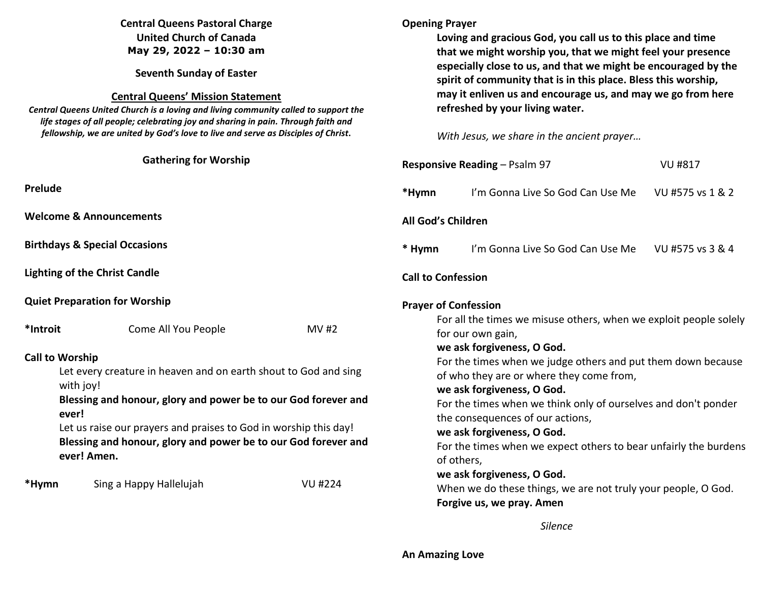**Central Queens Pastoral Charge**
**United Church of Canada**
**May 29, 2022 – 10:30 am**

**Seventh Sunday of Easter**

**Central Queens' Mission Statement**

***Central Queens United Church is a loving and living community called to support the life stages of all people; celebrating joy and sharing in pain. Through faith and fellowship, we are united by God's love to live and serve as Disciples of Christ.***

## Gathering for Worship

**Prelude**

**Welcome & Announcements**

**Birthdays & Special Occasions**

**Lighting of the Christ Candle**

**Quiet Preparation for Worship**

**\*Introit** Come All You People MV #2

**Call to Worship**

Let every creature in heaven and on earth shout to God and sing with joy!
**Blessing and honour, glory and power be to our God forever and ever!**
Let us raise our prayers and praises to God in worship this day!
**Blessing and honour, glory and power be to our God forever and ever! Amen.**

**\*Hymn** Sing a Happy Hallelujah VU #224

**Opening Prayer**

**Loving and gracious God, you call us to this place and time that we might worship you, that we might feel your presence especially close to us, and that we might be encouraged by the spirit of community that is in this place. Bless this worship, may it enliven us and encourage us, and may we go from here refreshed by your living water.**

*With Jesus, we share in the ancient prayer…*

**Responsive Reading** – Psalm 97 VU #817

**\*Hymn** I'm Gonna Live So God Can Use Me VU #575 vs 1 & 2

**All God's Children**

**\* Hymn** I'm Gonna Live So God Can Use Me VU #575 vs 3 & 4

**Call to Confession**

**Prayer of Confession**

For all the times we misuse others, when we exploit people solely for our own gain,
**we ask forgiveness, O God.**
For the times when we judge others and put them down because of who they are or where they come from,
**we ask forgiveness, O God.**
For the times when we think only of ourselves and don't ponder the consequences of our actions,
**we ask forgiveness, O God.**
For the times when we expect others to bear unfairly the burdens of others,
**we ask forgiveness, O God.**
When we do these things, we are not truly your people, O God.
**Forgive us, we pray. Amen**

*Silence*

**An Amazing Love**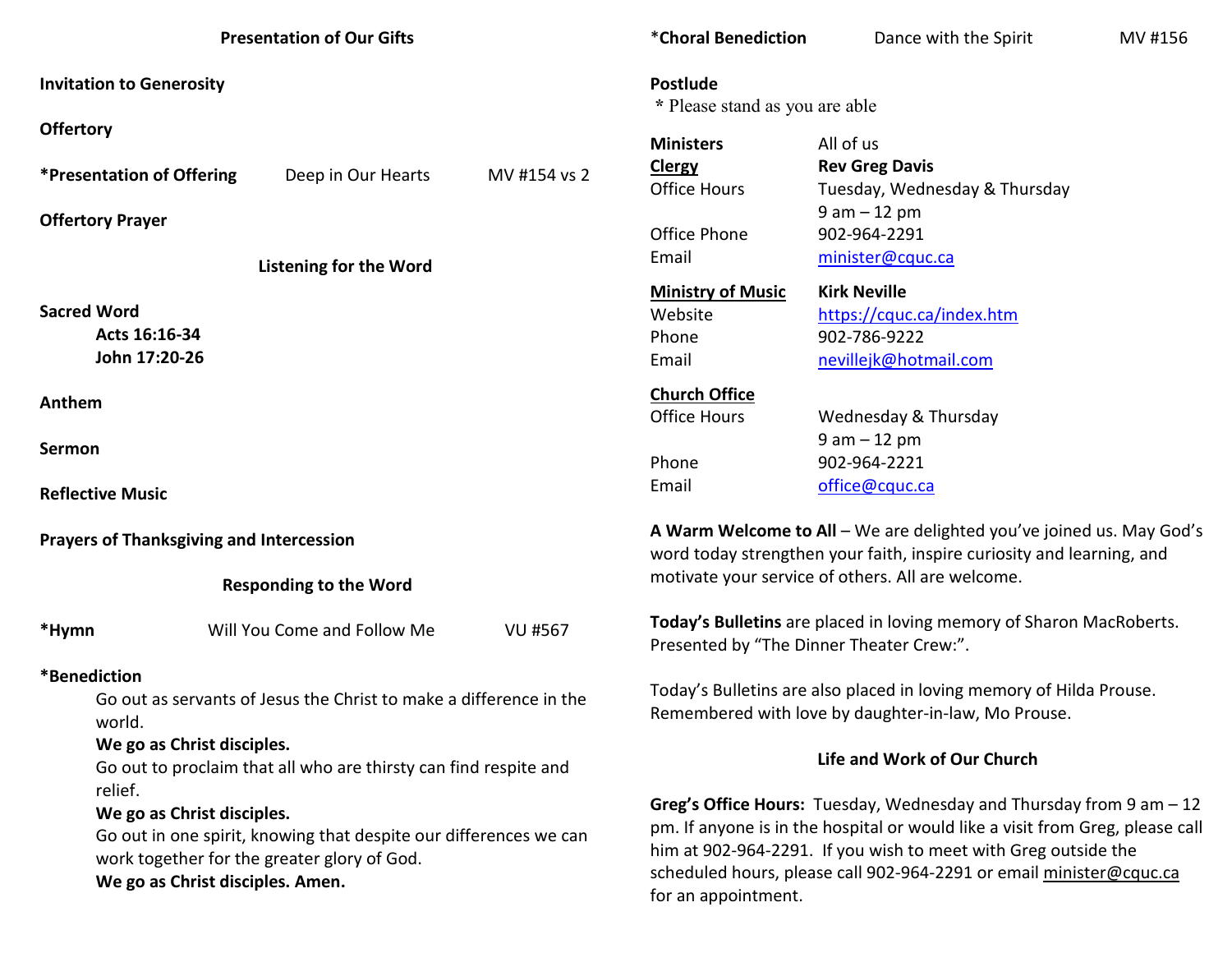### Presentation of Our Gifts

**Invitation to Generosity**

**Offertory**

**\*Presentation of Offering** Deep in Our Hearts MV #154 vs 2

**Offertory Prayer**

### Listening for the Word

**Sacred Word**
**Acts 16:16-34**
**John 17:20-26**

**Anthem**

**Sermon**

**Reflective Music**

**Prayers of Thanksgiving and Intercession**

### Responding to the Word

**\*Hymn** Will You Come and Follow Me VU #567

**\*Benediction**

Go out as servants of Jesus the Christ to make a difference in the world.
**We go as Christ disciples.**
Go out to proclaim that all who are thirsty can find respite and relief.
**We go as Christ disciples.**
Go out in one spirit, knowing that despite our differences we can work together for the greater glory of God.
**We go as Christ disciples. Amen.**

**\*Choral Benediction** Dance with the Spirit MV #156

**Postlude**
\* Please stand as you are able

| | |
|---|---|
| **Ministers** | All of us |
| **Clergy** | **Rev Greg Davis** |
| Office Hours | Tuesday, Wednesday & Thursday 9 am – 12 pm |
| Office Phone | 902-964-2291 |
| Email | minister@cquc.ca |
| **Ministry of Music** | **Kirk Neville** |
| Website | https://cquc.ca/index.htm |
| Phone | 902-786-9222 |
| Email | nevillejk@hotmail.com |
| **Church Office** | |
| Office Hours | Wednesday & Thursday 9 am – 12 pm |
| Phone | 902-964-2221 |
| Email | office@cquc.ca |

**A Warm Welcome to All** – We are delighted you've joined us. May God's word today strengthen your faith, inspire curiosity and learning, and motivate your service of others. All are welcome.

**Today's Bulletins** are placed in loving memory of Sharon MacRoberts. Presented by "The Dinner Theater Crew:".

Today's Bulletins are also placed in loving memory of Hilda Prouse. Remembered with love by daughter-in-law, Mo Prouse.

### Life and Work of Our Church

**Greg's Office Hours:** Tuesday, Wednesday and Thursday from 9 am – 12 pm. If anyone is in the hospital or would like a visit from Greg, please call him at 902-964-2291. If you wish to meet with Greg outside the scheduled hours, please call 902-964-2291 or email minister@cquc.ca for an appointment.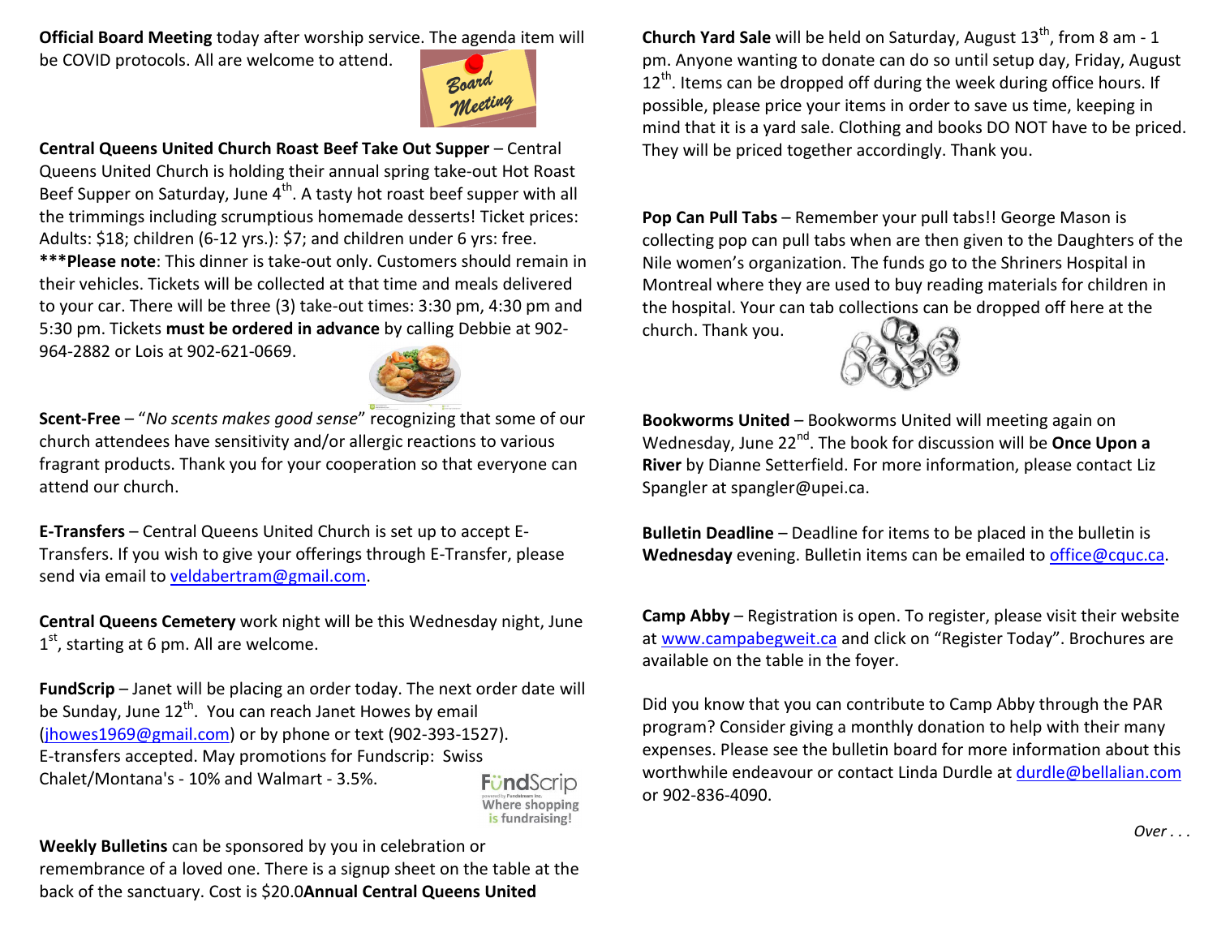**Official Board Meeting** today after worship service. The agenda item will be COVID protocols. All are welcome to attend.

**Central Queens United Church Roast Beef Take Out Supper** – Central Queens United Church is holding their annual spring take-out Hot Roast Beef Supper on Saturday, June 4th. A tasty hot roast beef supper with all the trimmings including scrumptious homemade desserts! Ticket prices: Adults: $18; children (6-12 yrs.): $7; and children under 6 yrs: free. ***Please note**: This dinner is take-out only. Customers should remain in their vehicles. Tickets will be collected at that time and meals delivered to your car. There will be three (3) take-out times: 3:30 pm, 4:30 pm and 5:30 pm. Tickets **must be ordered in advance** by calling Debbie at 902-964-2882 or Lois at 902-621-0669.

**Scent-Free** – "*No scents makes good sense*" recognizing that some of our church attendees have sensitivity and/or allergic reactions to various fragrant products. Thank you for your cooperation so that everyone can attend our church.

**E-Transfers** – Central Queens United Church is set up to accept E-Transfers. If you wish to give your offerings through E-Transfer, please send via email to veldabertram@gmail.com.

**Central Queens Cemetery** work night will be this Wednesday night, June 1st, starting at 6 pm. All are welcome.

**FundScrip** – Janet will be placing an order today. The next order date will be Sunday, June 12th. You can reach Janet Howes by email (jhowes1969@gmail.com) or by phone or text (902-393-1527). E-transfers accepted. May promotions for Fundscrip: Swiss Chalet/Montana's - 10% and Walmart - 3.5%.

**Weekly Bulletins** can be sponsored by you in celebration or remembrance of a loved one. There is a signup sheet on the table at the back of the sanctuary. Cost is $20.0**Annual Central Queens United**

**Church Yard Sale** will be held on Saturday, August 13th, from 8 am - 1 pm. Anyone wanting to donate can do so until setup day, Friday, August 12th. Items can be dropped off during the week during office hours. If possible, please price your items in order to save us time, keeping in mind that it is a yard sale. Clothing and books DO NOT have to be priced. They will be priced together accordingly. Thank you.

**Pop Can Pull Tabs** – Remember your pull tabs!! George Mason is collecting pop can pull tabs when are then given to the Daughters of the Nile women's organization. The funds go to the Shriners Hospital in Montreal where they are used to buy reading materials for children in the hospital. Your can tab collections can be dropped off here at the church. Thank you.

**Bookworms United** – Bookworms United will meeting again on Wednesday, June 22nd. The book for discussion will be **Once Upon a River** by Dianne Setterfield. For more information, please contact Liz Spangler at spangler@upei.ca.

**Bulletin Deadline** – Deadline for items to be placed in the bulletin is **Wednesday** evening. Bulletin items can be emailed to office@cquc.ca.

**Camp Abby** – Registration is open. To register, please visit their website at www.campabegweit.ca and click on "Register Today". Brochures are available on the table in the foyer.

Did you know that you can contribute to Camp Abby through the PAR program? Consider giving a monthly donation to help with their many expenses. Please see the bulletin board for more information about this worthwhile endeavour or contact Linda Durdle at durdle@bellalian.com or 902-836-4090.

*Over . . .*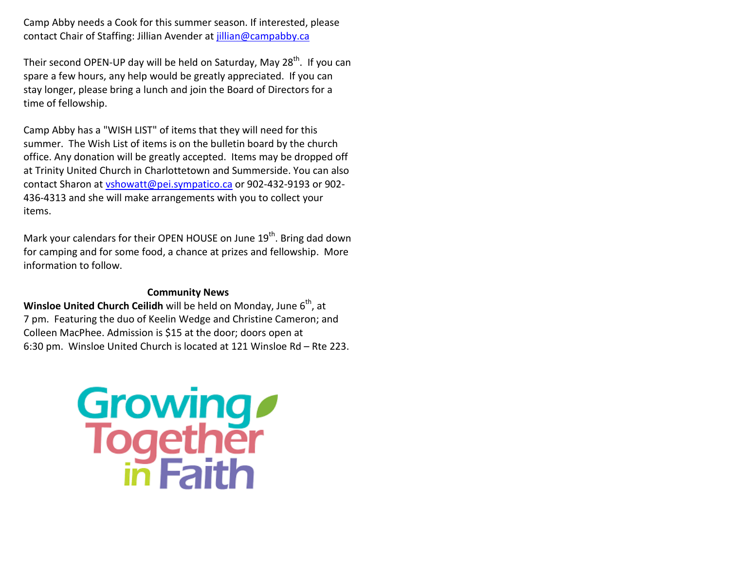Camp Abby needs a Cook for this summer season. If interested, please contact Chair of Staffing: Jillian Avender at jillian@campabby.ca

Their second OPEN-UP day will be held on Saturday, May 28th. If you can spare a few hours, any help would be greatly appreciated. If you can stay longer, please bring a lunch and join the Board of Directors for a time of fellowship.

Camp Abby has a "WISH LIST" of items that they will need for this summer. The Wish List of items is on the bulletin board by the church office. Any donation will be greatly accepted. Items may be dropped off at Trinity United Church in Charlottetown and Summerside. You can also contact Sharon at vshowatt@pei.sympatico.ca or 902-432-9193 or 902-436-4313 and she will make arrangements with you to collect your items.

Mark your calendars for their OPEN HOUSE on June 19th. Bring dad down for camping and for some food, a chance at prizes and fellowship. More information to follow.

**Community News**

**Winsloe United Church Ceilidh** will be held on Monday, June 6th, at 7 pm. Featuring the duo of Keelin Wedge and Christine Cameron; and Colleen MacPhee. Admission is $15 at the door; doors open at 6:30 pm. Winsloe United Church is located at 121 Winsloe Rd – Rte 223.

Growing Together in Faith